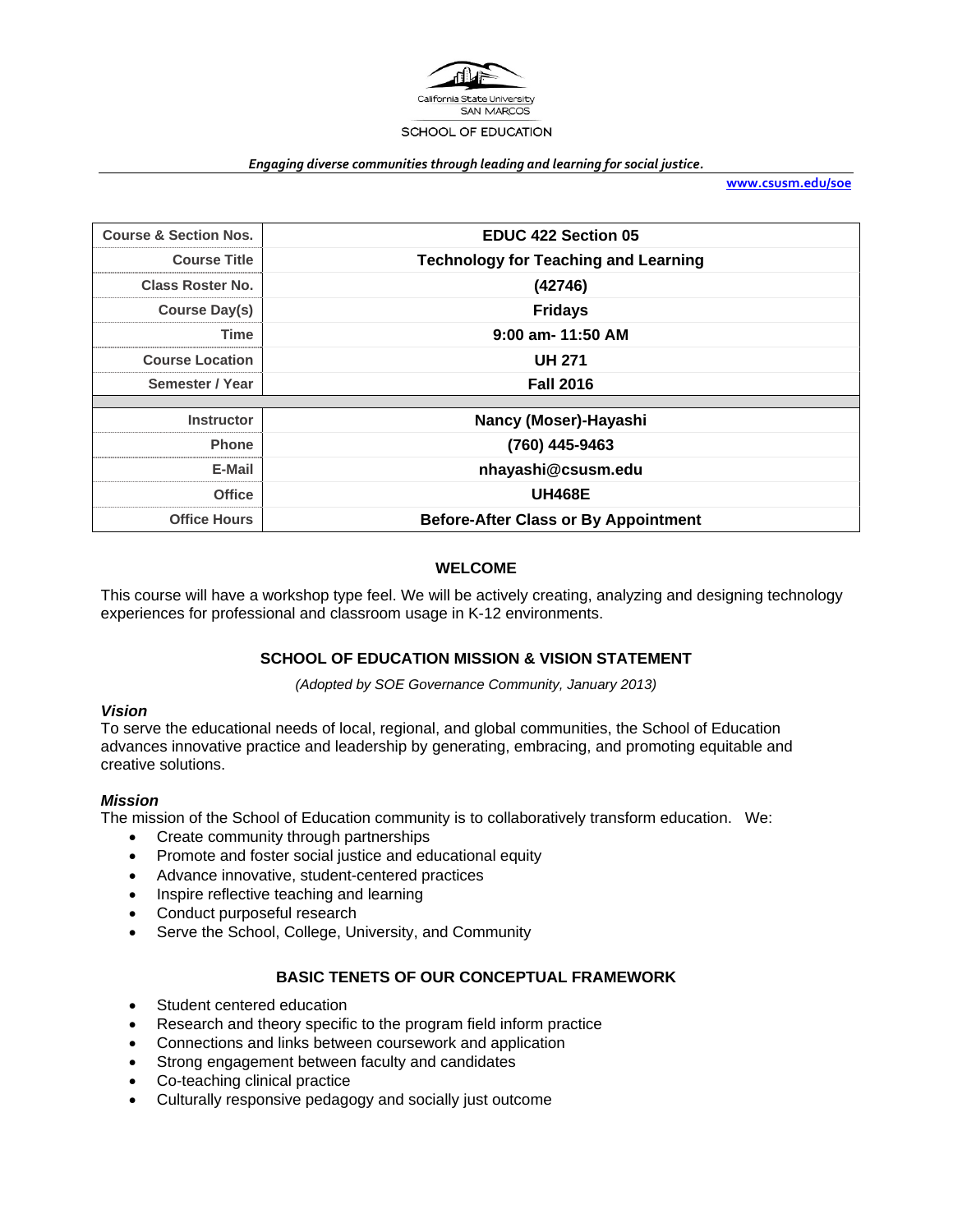California State University SAN MARCOS

SCHOOL OF EDUCATION

*Engaging diverse communities through leading and learning for social justice.*

www.csusm.edu/soe

| Course & Section Nos. | EDUC 422 Section 05 |
|---|---|
| Course Title | Technology for Teaching and Learning |
| Class Roster No. | (42746) |
| Course Day(s) | Fridays |
| Time | 9:00 am- 11:50 AM |
| Course Location | UH 271 |
| Semester / Year | Fall 2016 |
| | |
| Instructor | Nancy (Moser)-Hayashi |
| Phone | (760) 445-9463 |
| E-Mail | nhayashi@csusm.edu |
| Office | UH468E |
| Office Hours | Before-After Class or By Appointment |

## WELCOME

This course will have a workshop type feel. We will be actively creating, analyzing and designing technology experiences for professional and classroom usage in K-12 environments.

## SCHOOL OF EDUCATION MISSION & VISION STATEMENT

*(Adopted by SOE Governance Community, January 2013)*

### *Vision*

To serve the educational needs of local, regional, and global communities, the School of Education advances innovative practice and leadership by generating, embracing, and promoting equitable and creative solutions.

### *Mission*

The mission of the School of Education community is to collaboratively transform education. We:

- Create community through partnerships
- Promote and foster social justice and educational equity
- Advance innovative, student-centered practices
- Inspire reflective teaching and learning
- Conduct purposeful research
- Serve the School, College, University, and Community

## BASIC TENETS OF OUR CONCEPTUAL FRAMEWORK

- Student centered education
- Research and theory specific to the program field inform practice
- Connections and links between coursework and application
- Strong engagement between faculty and candidates
- Co-teaching clinical practice
- Culturally responsive pedagogy and socially just outcome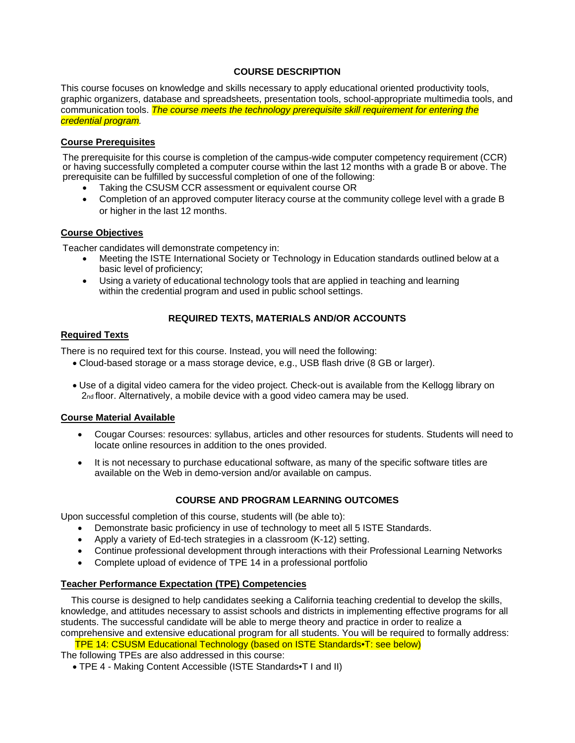## COURSE DESCRIPTION

This course focuses on knowledge and skills necessary to apply educational oriented productivity tools, graphic organizers, database and spreadsheets, presentation tools, school-appropriate multimedia tools, and communication tools. *The course meets the technology prerequisite skill requirement for entering the credential program.*

### Course Prerequisites

The prerequisite for this course is completion of the campus-wide computer competency requirement (CCR) or having successfully completed a computer course within the last 12 months with a grade B or above. The prerequisite can be fulfilled by successful completion of one of the following:

- Taking the CSUSM CCR assessment or equivalent course OR
- Completion of an approved computer literacy course at the community college level with a grade B or higher in the last 12 months.

### Course Objectives

Teacher candidates will demonstrate competency in:

- Meeting the ISTE International Society or Technology in Education standards outlined below at a basic level of proficiency;
- Using a variety of educational technology tools that are applied in teaching and learning within the credential program and used in public school settings.

## REQUIRED TEXTS, MATERIALS AND/OR ACCOUNTS

### Required Texts

There is no required text for this course. Instead, you will need the following:

- Cloud-based storage or a mass storage device, e.g., USB flash drive (8 GB or larger).
- Use of a digital video camera for the video project. Check-out is available from the Kellogg library on 2nd floor. Alternatively, a mobile device with a good video camera may be used.

### Course Material Available

- Cougar Courses: resources: syllabus, articles and other resources for students. Students will need to locate online resources in addition to the ones provided.
- It is not necessary to purchase educational software, as many of the specific software titles are available on the Web in demo-version and/or available on campus.

## COURSE AND PROGRAM LEARNING OUTCOMES

Upon successful completion of this course, students will (be able to):

- Demonstrate basic proficiency in use of technology to meet all 5 ISTE Standards.
- Apply a variety of Ed-tech strategies in a classroom (K-12) setting.
- Continue professional development through interactions with their Professional Learning Networks
- Complete upload of evidence of TPE 14 in a professional portfolio

### Teacher Performance Expectation (TPE) Competencies

This course is designed to help candidates seeking a California teaching credential to develop the skills, knowledge, and attitudes necessary to assist schools and districts in implementing effective programs for all students. The successful candidate will be able to merge theory and practice in order to realize a comprehensive and extensive educational program for all students. You will be required to formally address:

TPE 14: CSUSM Educational Technology (based on ISTE Standards•T: see below)

The following TPEs are also addressed in this course:

- TPE 4 - Making Content Accessible (ISTE Standards•T I and II)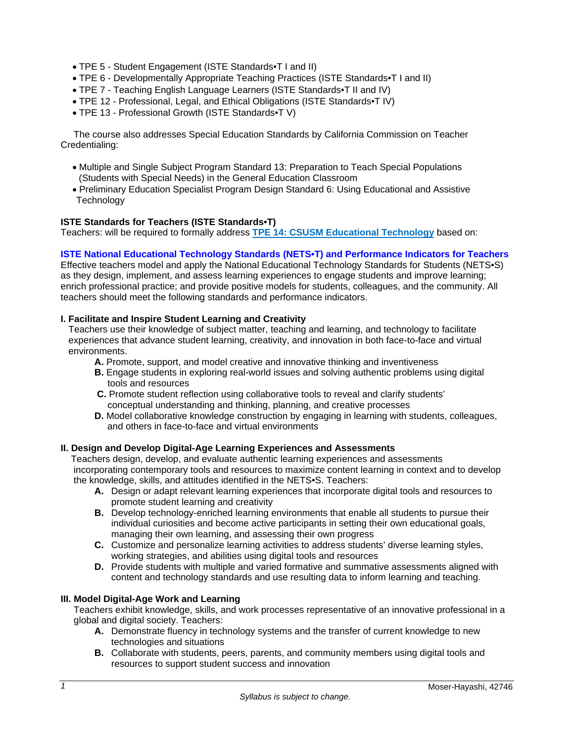- TPE 5 - Student Engagement (ISTE Standards•T I and II)
- TPE 6 - Developmentally Appropriate Teaching Practices (ISTE Standards•T I and II)
- TPE 7 - Teaching English Language Learners (ISTE Standards•T II and IV)
- TPE 12 - Professional, Legal, and Ethical Obligations (ISTE Standards•T IV)
- TPE 13 - Professional Growth (ISTE Standards•T V)

The course also addresses Special Education Standards by California Commission on Teacher Credentialing:

- Multiple and Single Subject Program Standard 13: Preparation to Teach Special Populations (Students with Special Needs) in the General Education Classroom
- Preliminary Education Specialist Program Design Standard 6: Using Educational and Assistive Technology

**ISTE Standards for Teachers (ISTE Standards•T)**
Teachers: will be required to formally address **TPE 14: CSUSM Educational Technology** based on:

**ISTE National Educational Technology Standards (NETS•T) and Performance Indicators for Teachers**
Effective teachers model and apply the National Educational Technology Standards for Students (NETS•S) as they design, implement, and assess learning experiences to engage students and improve learning; enrich professional practice; and provide positive models for students, colleagues, and the community. All teachers should meet the following standards and performance indicators.

**I. Facilitate and Inspire Student Learning and Creativity**
Teachers use their knowledge of subject matter, teaching and learning, and technology to facilitate experiences that advance student learning, creativity, and innovation in both face-to-face and virtual environments.

- **A.** Promote, support, and model creative and innovative thinking and inventiveness
- **B.** Engage students in exploring real-world issues and solving authentic problems using digital tools and resources
- **C.** Promote student reflection using collaborative tools to reveal and clarify students' conceptual understanding and thinking, planning, and creative processes
- **D.** Model collaborative knowledge construction by engaging in learning with students, colleagues, and others in face-to-face and virtual environments

**II. Design and Develop Digital-Age Learning Experiences and Assessments**
Teachers design, develop, and evaluate authentic learning experiences and assessments incorporating contemporary tools and resources to maximize content learning in context and to develop the knowledge, skills, and attitudes identified in the NETS•S. Teachers:

- **A.** Design or adapt relevant learning experiences that incorporate digital tools and resources to promote student learning and creativity
- **B.** Develop technology-enriched learning environments that enable all students to pursue their individual curiosities and become active participants in setting their own educational goals, managing their own learning, and assessing their own progress
- **C.** Customize and personalize learning activities to address students' diverse learning styles, working strategies, and abilities using digital tools and resources
- **D.** Provide students with multiple and varied formative and summative assessments aligned with content and technology standards and use resulting data to inform learning and teaching.

**III. Model Digital-Age Work and Learning**
Teachers exhibit knowledge, skills, and work processes representative of an innovative professional in a global and digital society. Teachers:

- **A.** Demonstrate fluency in technology systems and the transfer of current knowledge to new technologies and situations
- **B.** Collaborate with students, peers, parents, and community members using digital tools and resources to support student success and innovation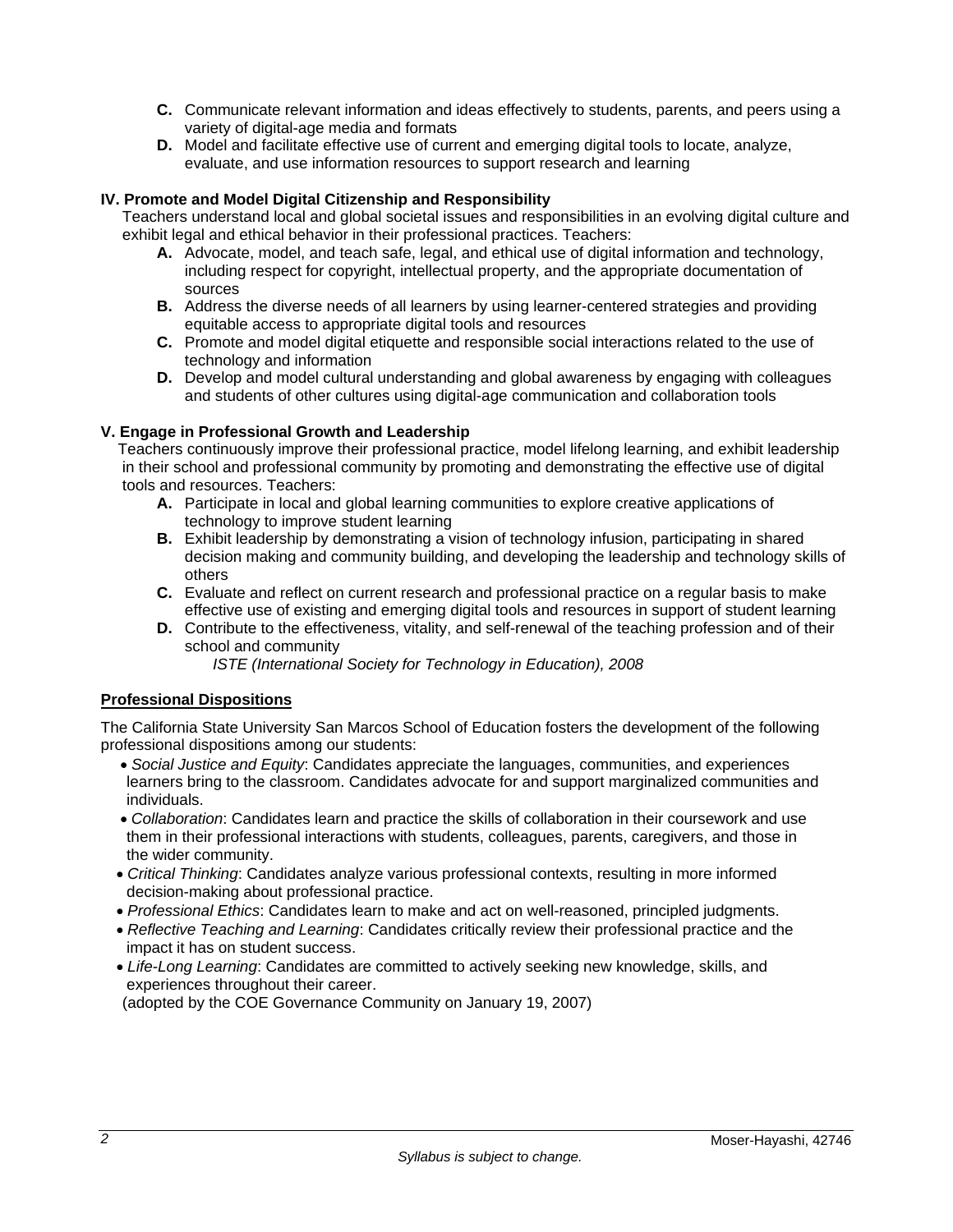- **C.** Communicate relevant information and ideas effectively to students, parents, and peers using a variety of digital-age media and formats
- **D.** Model and facilitate effective use of current and emerging digital tools to locate, analyze, evaluate, and use information resources to support research and learning

**IV. Promote and Model Digital Citizenship and Responsibility**

Teachers understand local and global societal issues and responsibilities in an evolving digital culture and exhibit legal and ethical behavior in their professional practices. Teachers:

- **A.** Advocate, model, and teach safe, legal, and ethical use of digital information and technology, including respect for copyright, intellectual property, and the appropriate documentation of sources
- **B.** Address the diverse needs of all learners by using learner-centered strategies and providing equitable access to appropriate digital tools and resources
- **C.** Promote and model digital etiquette and responsible social interactions related to the use of technology and information
- **D.** Develop and model cultural understanding and global awareness by engaging with colleagues and students of other cultures using digital-age communication and collaboration tools

**V. Engage in Professional Growth and Leadership**

Teachers continuously improve their professional practice, model lifelong learning, and exhibit leadership in their school and professional community by promoting and demonstrating the effective use of digital tools and resources. Teachers:

- **A.** Participate in local and global learning communities to explore creative applications of technology to improve student learning
- **B.** Exhibit leadership by demonstrating a vision of technology infusion, participating in shared decision making and community building, and developing the leadership and technology skills of others
- **C.** Evaluate and reflect on current research and professional practice on a regular basis to make effective use of existing and emerging digital tools and resources in support of student learning
- **D.** Contribute to the effectiveness, vitality, and self-renewal of the teaching profession and of their school and community

*ISTE (International Society for Technology in Education), 2008*

**Professional Dispositions**

The California State University San Marcos School of Education fosters the development of the following professional dispositions among our students:

- *Social Justice and Equity*: Candidates appreciate the languages, communities, and experiences learners bring to the classroom. Candidates advocate for and support marginalized communities and individuals.
- *Collaboration*: Candidates learn and practice the skills of collaboration in their coursework and use them in their professional interactions with students, colleagues, parents, caregivers, and those in the wider community.
- *Critical Thinking*: Candidates analyze various professional contexts, resulting in more informed decision-making about professional practice.
- *Professional Ethics*: Candidates learn to make and act on well-reasoned, principled judgments.
- *Reflective Teaching and Learning*: Candidates critically review their professional practice and the impact it has on student success.
- *Life-Long Learning*: Candidates are committed to actively seeking new knowledge, skills, and experiences throughout their career.

(adopted by the COE Governance Community on January 19, 2007)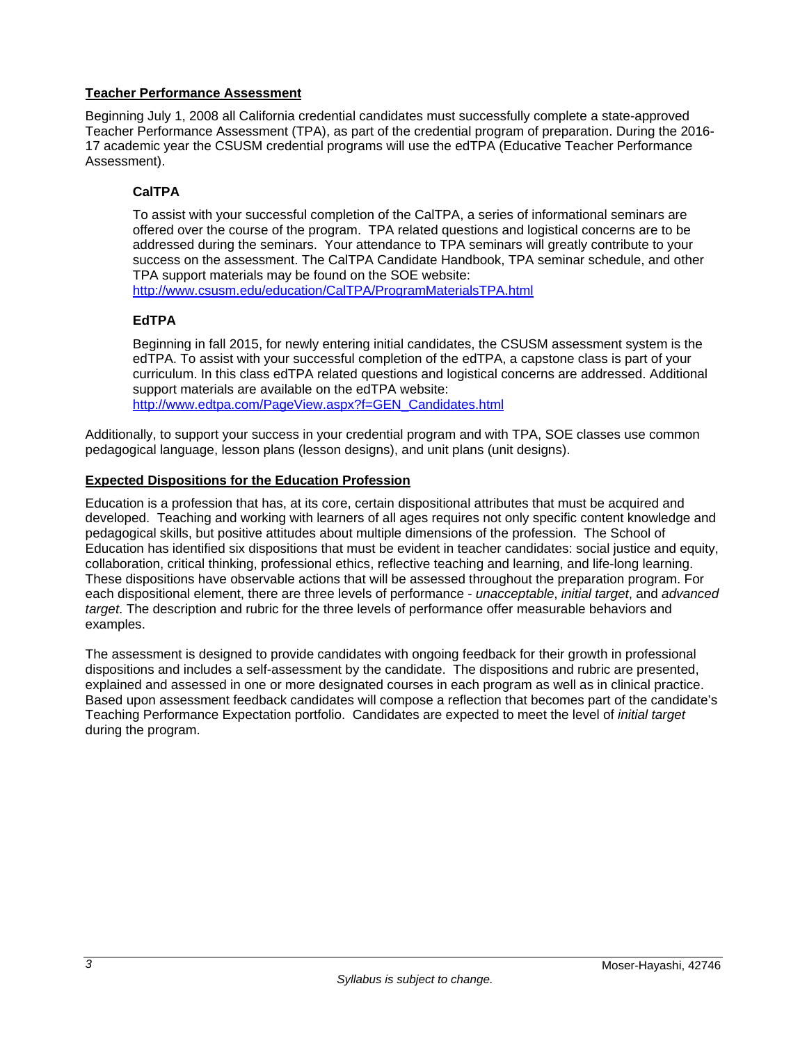## Teacher Performance Assessment

Beginning July 1, 2008 all California credential candidates must successfully complete a state-approved Teacher Performance Assessment (TPA), as part of the credential program of preparation. During the 2016-17 academic year the CSUSM credential programs will use the edTPA (Educative Teacher Performance Assessment).

### CalTPA

To assist with your successful completion of the CalTPA, a series of informational seminars are offered over the course of the program. TPA related questions and logistical concerns are to be addressed during the seminars. Your attendance to TPA seminars will greatly contribute to your success on the assessment. The CalTPA Candidate Handbook, TPA seminar schedule, and other TPA support materials may be found on the SOE website:
http://www.csusm.edu/education/CalTPA/ProgramMaterialsTPA.html

### EdTPA

Beginning in fall 2015, for newly entering initial candidates, the CSUSM assessment system is the edTPA. To assist with your successful completion of the edTPA, a capstone class is part of your curriculum. In this class edTPA related questions and logistical concerns are addressed. Additional support materials are available on the edTPA website:
http://www.edtpa.com/PageView.aspx?f=GEN_Candidates.html

Additionally, to support your success in your credential program and with TPA, SOE classes use common pedagogical language, lesson plans (lesson designs), and unit plans (unit designs).

## Expected Dispositions for the Education Profession

Education is a profession that has, at its core, certain dispositional attributes that must be acquired and developed. Teaching and working with learners of all ages requires not only specific content knowledge and pedagogical skills, but positive attitudes about multiple dimensions of the profession. The School of Education has identified six dispositions that must be evident in teacher candidates: social justice and equity, collaboration, critical thinking, professional ethics, reflective teaching and learning, and life-long learning. These dispositions have observable actions that will be assessed throughout the preparation program. For each dispositional element, there are three levels of performance - *unacceptable*, *initial target*, and *advanced target*. The description and rubric for the three levels of performance offer measurable behaviors and examples.

The assessment is designed to provide candidates with ongoing feedback for their growth in professional dispositions and includes a self-assessment by the candidate. The dispositions and rubric are presented, explained and assessed in one or more designated courses in each program as well as in clinical practice. Based upon assessment feedback candidates will compose a reflection that becomes part of the candidate's Teaching Performance Expectation portfolio. Candidates are expected to meet the level of *initial target* during the program.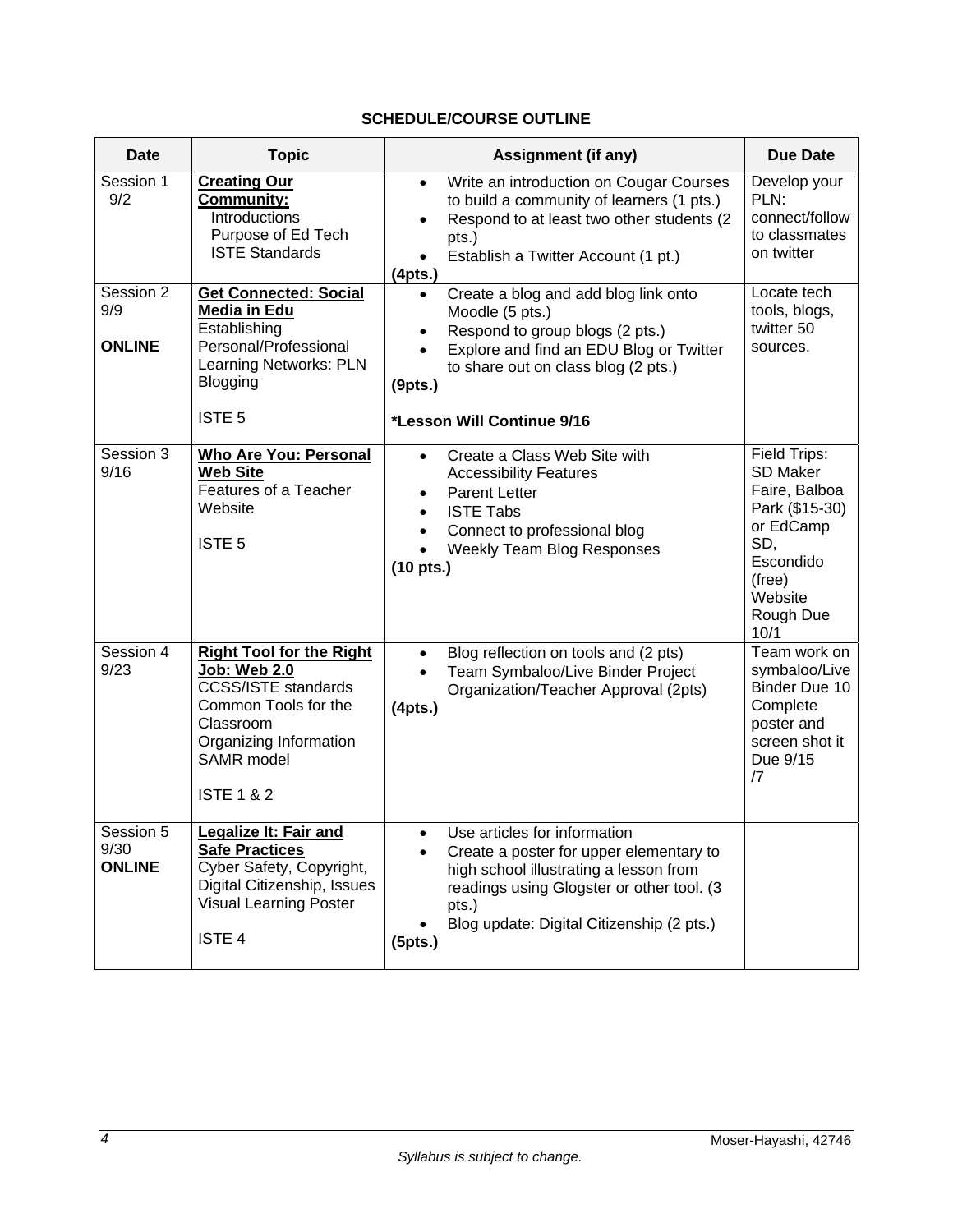## SCHEDULE/COURSE OUTLINE

| Date | Topic | Assignment (if any) | Due Date |
|---|---|---|---|
| Session 1 9/2 | **Creating Our Community:** Introductions Purpose of Ed Tech ISTE Standards | • Write an introduction on Cougar Courses to build a community of learners (1 pts.) • Respond to at least two other students (2 pts.) • Establish a Twitter Account (1 pt.) **(4pts.)** | Develop your PLN: connect/follow to classmates on twitter |
| Session 2 9/9 **ONLINE** | **Get Connected: Social Media in Edu** Establishing Personal/Professional Learning Networks: PLN Blogging ISTE 5 | • Create a blog and add blog link onto Moodle (5 pts.) • Respond to group blogs (2 pts.) • Explore and find an EDU Blog or Twitter to share out on class blog (2 pts.) **(9pts.)** ***Lesson Will Continue 9/16** | Locate tech tools, blogs, twitter 50 sources. |
| Session 3 9/16 | **Who Are You: Personal Web Site** Features of a Teacher Website ISTE 5 | • Create a Class Web Site with Accessibility Features • Parent Letter • ISTE Tabs • Connect to professional blog • Weekly Team Blog Responses **(10 pts.)** | Field Trips: SD Maker Faire, Balboa Park ($15-30) or EdCamp SD, Escondido (free) Website Rough Due 10/1 |
| Session 4 9/23 | **Right Tool for the Right Job: Web 2.0** CCSS/ISTE standards Common Tools for the Classroom Organizing Information SAMR model ISTE 1 & 2 | • Blog reflection on tools and (2 pts) • Team Symbaloo/Live Binder Project Organization/Teacher Approval (2pts) **(4pts.)** | Team work on symbaloo/Live Binder Due 10 Complete poster and screen shot it Due 9/15 /7 |
| Session 5 9/30 **ONLINE** | **Legalize It: Fair and Safe Practices** Cyber Safety, Copyright, Digital Citizenship, Issues Visual Learning Poster ISTE 4 | • Use articles for information • Create a poster for upper elementary to high school illustrating a lesson from readings using Glogster or other tool. (3 pts.) • Blog update: Digital Citizenship (2 pts.) **(5pts.)** | |

*Syllabus is subject to change.*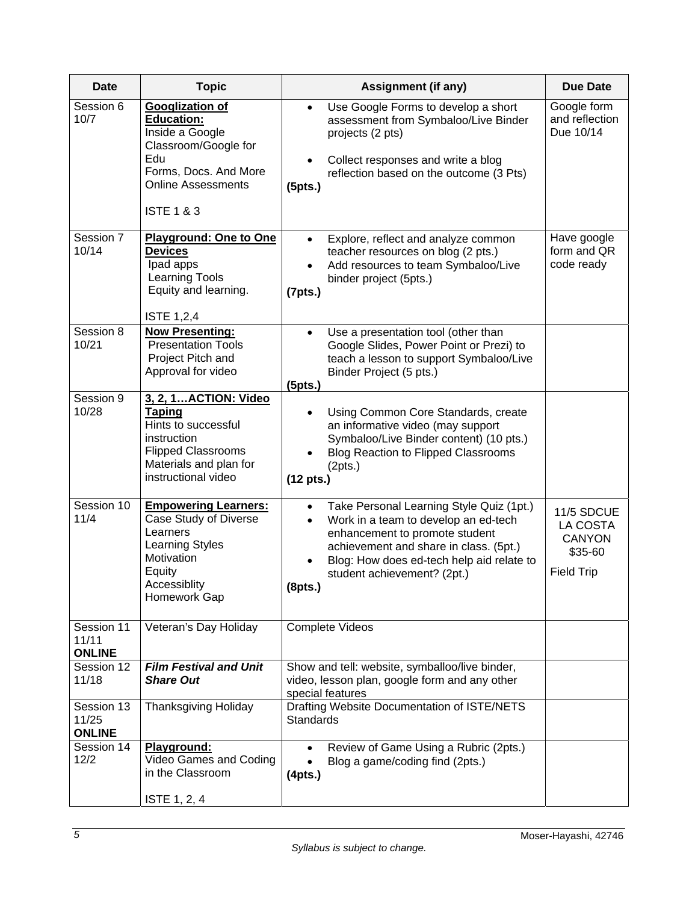| Date | Topic | Assignment (if any) | Due Date |
|---|---|---|---|
| Session 6<br>10/7 | **<u>Googlization of Education:</u>**<br>Inside a Google Classroom/Google for Edu<br>Forms, Docs. And More<br>Online Assessments<br><br>ISTE 1 & 3 | • Use Google Forms to develop a short assessment from Symbaloo/Live Binder projects (2 pts)<br>• Collect responses and write a blog reflection based on the outcome (3 Pts)<br>**(5pts.)** | Google form and reflection Due 10/14 |
| Session 7<br>10/14 | **<u>Playground: One to One Devices</u>**<br>Ipad apps<br>Learning Tools<br>Equity and learning.<br><br>ISTE 1,2,4 | • Explore, reflect and analyze common teacher resources on blog (2 pts.)<br>• Add resources to team Symbaloo/Live binder project (5pts.)<br>**(7pts.)** | Have google form and QR code ready |
| Session 8<br>10/21 | **<u>Now Presenting:</u>**<br>Presentation Tools<br>Project Pitch and Approval for video | • Use a presentation tool (other than Google Slides, Power Point or Prezi) to teach a lesson to support Symbaloo/Live Binder Project (5 pts.)<br>**(5pts.)** | |
| Session 9<br>10/28 | **<u>3, 2, 1…ACTION: Video Taping</u>**<br>Hints to successful instruction<br>Flipped Classrooms<br>Materials and plan for instructional video | • Using Common Core Standards, create an informative video (may support Symbaloo/Live Binder content) (10 pts.)<br>• Blog Reaction to Flipped Classrooms (2pts.)<br>**(12 pts.)** | |
| Session 10<br>11/4 | **<u>Empowering Learners:</u>**<br>Case Study of Diverse Learners<br>Learning Styles<br>Motivation<br>Equity<br>Accessiblity<br>Homework Gap | • Take Personal Learning Style Quiz (1pt.)<br>• Work in a team to develop an ed-tech enhancement to promote student achievement and share in class. (5pt.)<br>• Blog: How does ed-tech help aid relate to student achievement? (2pt.)<br>**(8pts.)** | 11/5 SDCUE LA COSTA CANYON $35-60<br><br>Field Trip |
| Session 11<br>11/11<br>**ONLINE** | Veteran's Day Holiday | Complete Videos | |
| Session 12<br>11/18 | ***Film Festival and Unit Share Out*** | Show and tell: website, symballoo/live binder, video, lesson plan, google form and any other special features | |
| Session 13<br>11/25<br>**ONLINE** | Thanksgiving Holiday | Drafting Website Documentation of ISTE/NETS Standards | |
| Session 14<br>12/2 | **<u>Playground:</u>**<br>Video Games and Coding in the Classroom<br><br>ISTE 1, 2, 4 | • Review of Game Using a Rubric (2pts.)<br>• Blog a game/coding find (2pts.)<br>**(4pts.)** | |

*Syllabus is subject to change.*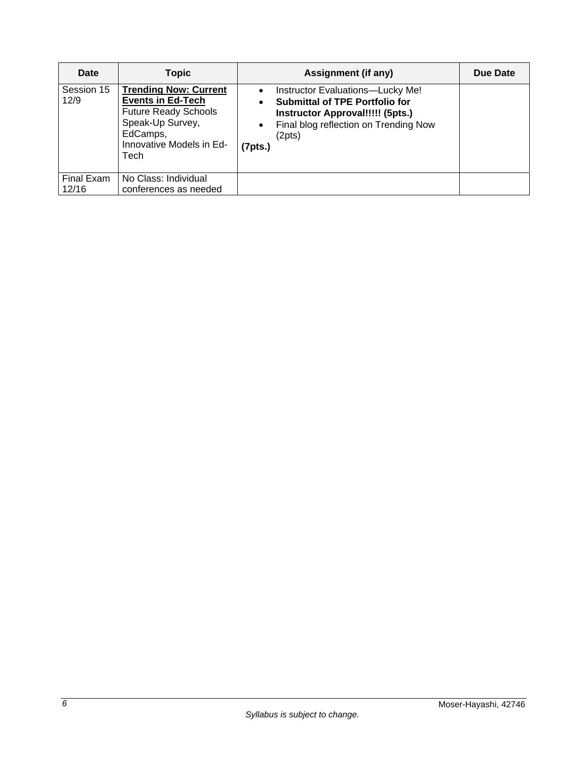| Date | Topic | Assignment (if any) | Due Date |
| --- | --- | --- | --- |
| Session 15 12/9 | **Trending Now: Current Events in Ed-Tech** Future Ready Schools Speak-Up Survey, EdCamps, Innovative Models in Ed-Tech | • Instructor Evaluations—Lucky Me! • **Submittal of TPE Portfolio for Instructor Approval!!!!! (5pts.)** • Final blog reflection on Trending Now (2pts) **(7pts.)** | |
| Final Exam 12/16 | No Class: Individual conferences as needed | | |

*Syllabus is subject to change.*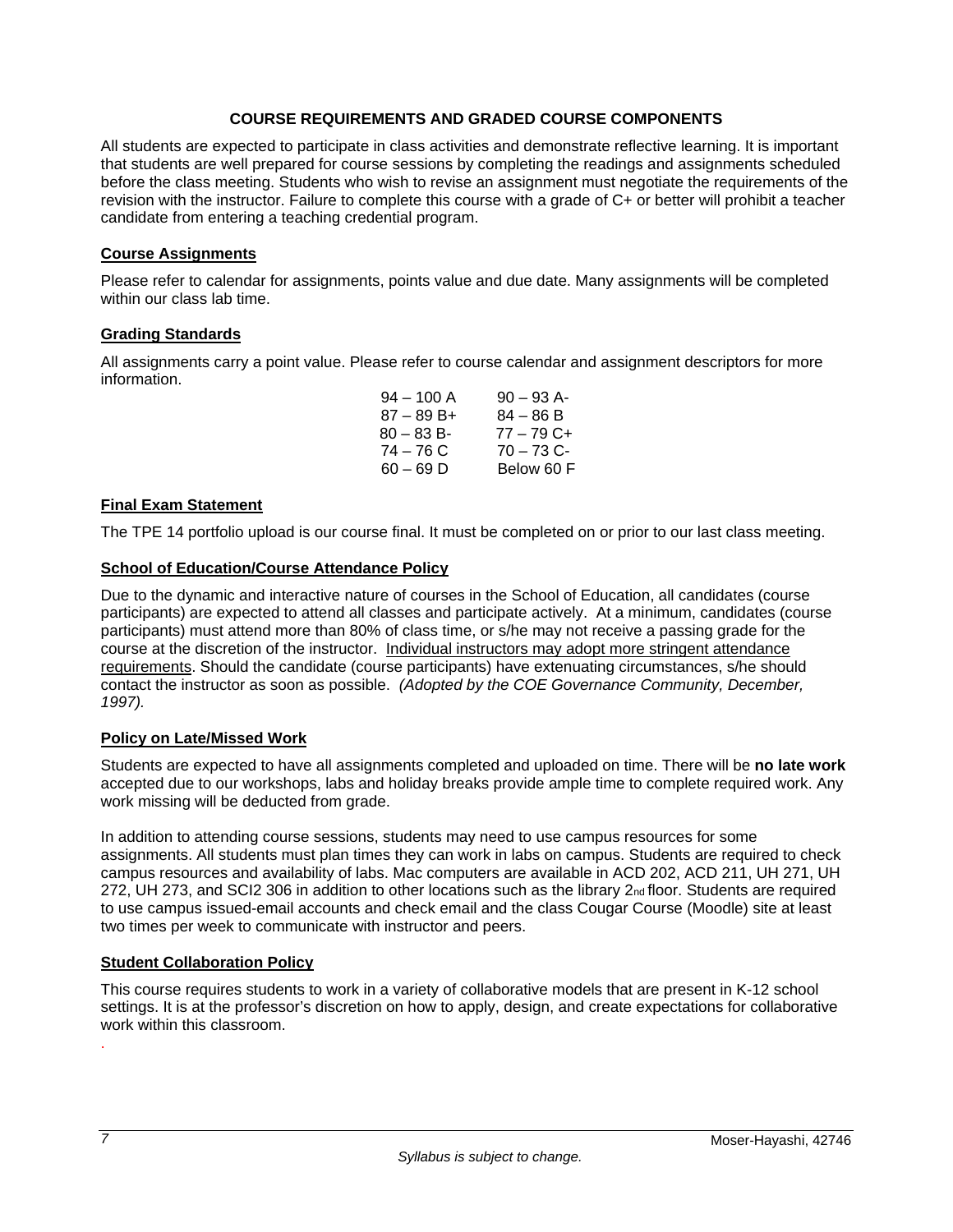## COURSE REQUIREMENTS AND GRADED COURSE COMPONENTS

All students are expected to participate in class activities and demonstrate reflective learning. It is important that students are well prepared for course sessions by completing the readings and assignments scheduled before the class meeting. Students who wish to revise an assignment must negotiate the requirements of the revision with the instructor. Failure to complete this course with a grade of C+ or better will prohibit a teacher candidate from entering a teaching credential program.

### Course Assignments

Please refer to calendar for assignments, points value and due date. Many assignments will be completed within our class lab time.

### Grading Standards

All assignments carry a point value. Please refer to course calendar and assignment descriptors for more information.

| | |
|---|---|
| 94 – 100 A | 90 – 93 A- |
| 87 – 89 B+ | 84 – 86 B |
| 80 – 83 B- | 77 – 79 C+ |
| 74 – 76 C | 70 – 73 C- |
| 60 – 69 D | Below 60 F |

### Final Exam Statement

The TPE 14 portfolio upload is our course final. It must be completed on or prior to our last class meeting.

### School of Education/Course Attendance Policy

Due to the dynamic and interactive nature of courses in the School of Education, all candidates (course participants) are expected to attend all classes and participate actively. At a minimum, candidates (course participants) must attend more than 80% of class time, or s/he may not receive a passing grade for the course at the discretion of the instructor. Individual instructors may adopt more stringent attendance requirements. Should the candidate (course participants) have extenuating circumstances, s/he should contact the instructor as soon as possible. *(Adopted by the COE Governance Community, December, 1997).*

### Policy on Late/Missed Work

Students are expected to have all assignments completed and uploaded on time. There will be **no late work** accepted due to our workshops, labs and holiday breaks provide ample time to complete required work. Any work missing will be deducted from grade.

In addition to attending course sessions, students may need to use campus resources for some assignments. All students must plan times they can work in labs on campus. Students are required to check campus resources and availability of labs. Mac computers are available in ACD 202, ACD 211, UH 271, UH 272, UH 273, and SCI2 306 in addition to other locations such as the library 2nd floor. Students are required to use campus issued-email accounts and check email and the class Cougar Course (Moodle) site at least two times per week to communicate with instructor and peers.

### Student Collaboration Policy

This course requires students to work in a variety of collaborative models that are present in K-12 school settings. It is at the professor's discretion on how to apply, design, and create expectations for collaborative work within this classroom.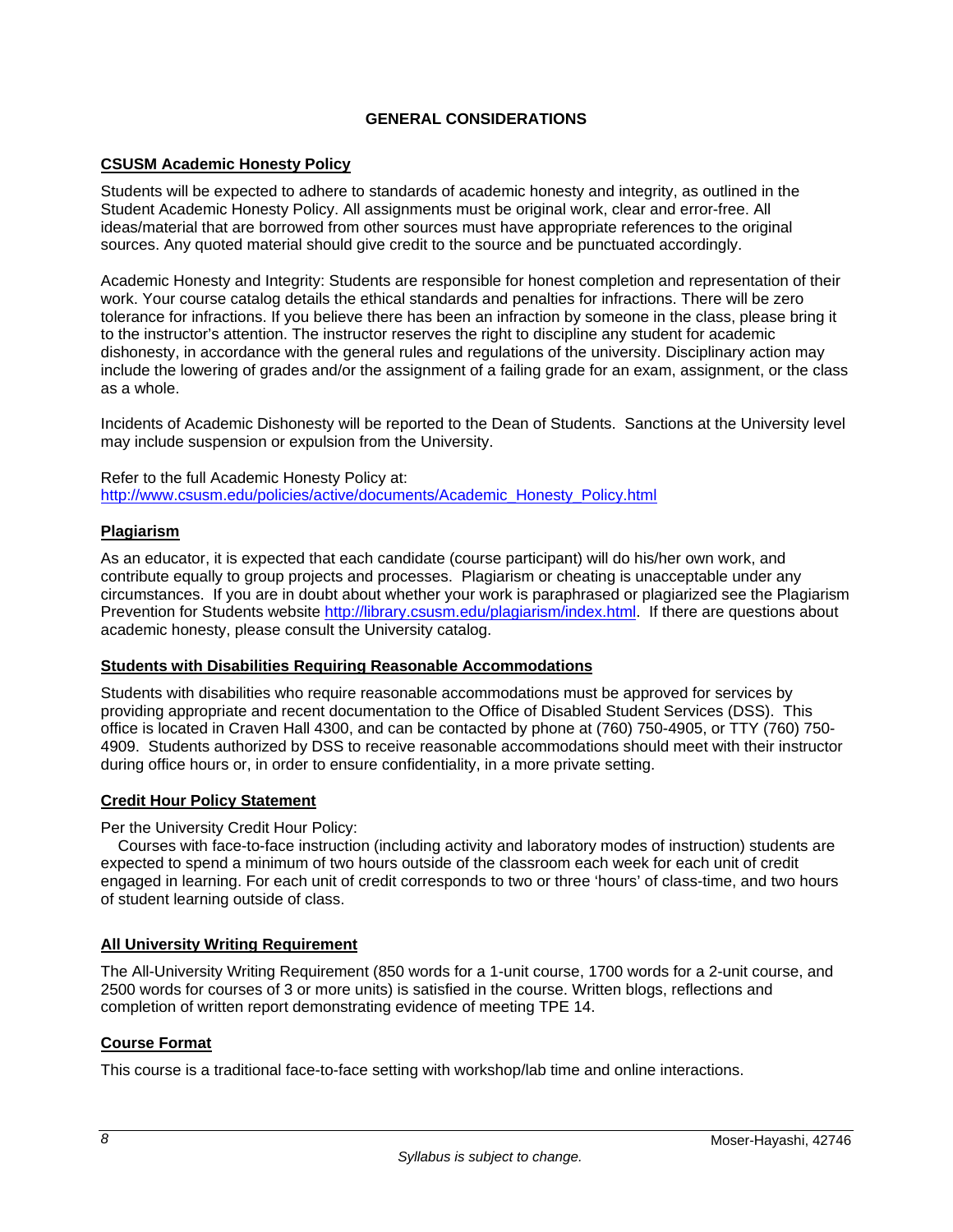## GENERAL CONSIDERATIONS

### CSUSM Academic Honesty Policy

Students will be expected to adhere to standards of academic honesty and integrity, as outlined in the Student Academic Honesty Policy. All assignments must be original work, clear and error-free. All ideas/material that are borrowed from other sources must have appropriate references to the original sources. Any quoted material should give credit to the source and be punctuated accordingly.

Academic Honesty and Integrity: Students are responsible for honest completion and representation of their work. Your course catalog details the ethical standards and penalties for infractions. There will be zero tolerance for infractions. If you believe there has been an infraction by someone in the class, please bring it to the instructor's attention. The instructor reserves the right to discipline any student for academic dishonesty, in accordance with the general rules and regulations of the university. Disciplinary action may include the lowering of grades and/or the assignment of a failing grade for an exam, assignment, or the class as a whole.

Incidents of Academic Dishonesty will be reported to the Dean of Students. Sanctions at the University level may include suspension or expulsion from the University.

Refer to the full Academic Honesty Policy at: [http://www.csusm.edu/policies/active/documents/Academic_Honesty_Policy.html](http://www.csusm.edu/policies/active/documents/Academic_Honesty_Policy.html)

### Plagiarism

As an educator, it is expected that each candidate (course participant) will do his/her own work, and contribute equally to group projects and processes. Plagiarism or cheating is unacceptable under any circumstances. If you are in doubt about whether your work is paraphrased or plagiarized see the Plagiarism Prevention for Students website [http://library.csusm.edu/plagiarism/index.html](http://library.csusm.edu/plagiarism/index.html). If there are questions about academic honesty, please consult the University catalog.

### Students with Disabilities Requiring Reasonable Accommodations

Students with disabilities who require reasonable accommodations must be approved for services by providing appropriate and recent documentation to the Office of Disabled Student Services (DSS). This office is located in Craven Hall 4300, and can be contacted by phone at (760) 750-4905, or TTY (760) 750-4909. Students authorized by DSS to receive reasonable accommodations should meet with their instructor during office hours or, in order to ensure confidentiality, in a more private setting.

### Credit Hour Policy Statement

Per the University Credit Hour Policy:

Courses with face-to-face instruction (including activity and laboratory modes of instruction) students are expected to spend a minimum of two hours outside of the classroom each week for each unit of credit engaged in learning. For each unit of credit corresponds to two or three 'hours' of class-time, and two hours of student learning outside of class.

### All University Writing Requirement

The All-University Writing Requirement (850 words for a 1-unit course, 1700 words for a 2-unit course, and 2500 words for courses of 3 or more units) is satisfied in the course. Written blogs, reflections and completion of written report demonstrating evidence of meeting TPE 14.

### Course Format

This course is a traditional face-to-face setting with workshop/lab time and online interactions.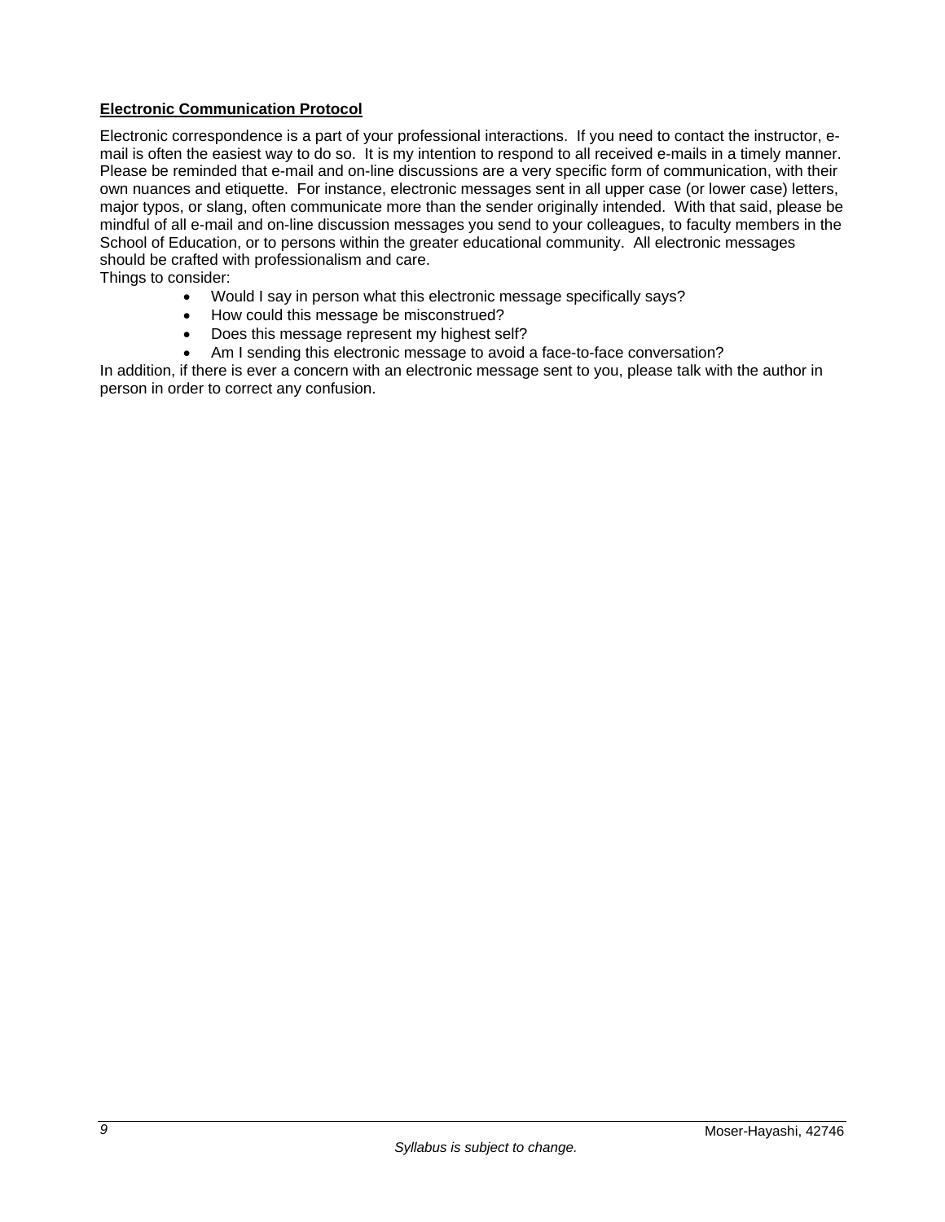**Electronic Communication Protocol**

Electronic correspondence is a part of your professional interactions. If you need to contact the instructor, e-mail is often the easiest way to do so. It is my intention to respond to all received e-mails in a timely manner. Please be reminded that e-mail and on-line discussions are a very specific form of communication, with their own nuances and etiquette. For instance, electronic messages sent in all upper case (or lower case) letters, major typos, or slang, often communicate more than the sender originally intended. With that said, please be mindful of all e-mail and on-line discussion messages you send to your colleagues, to faculty members in the School of Education, or to persons within the greater educational community. All electronic messages should be crafted with professionalism and care.

Things to consider:

- Would I say in person what this electronic message specifically says?
- How could this message be misconstrued?
- Does this message represent my highest self?
- Am I sending this electronic message to avoid a face-to-face conversation?

In addition, if there is ever a concern with an electronic message sent to you, please talk with the author in person in order to correct any confusion.